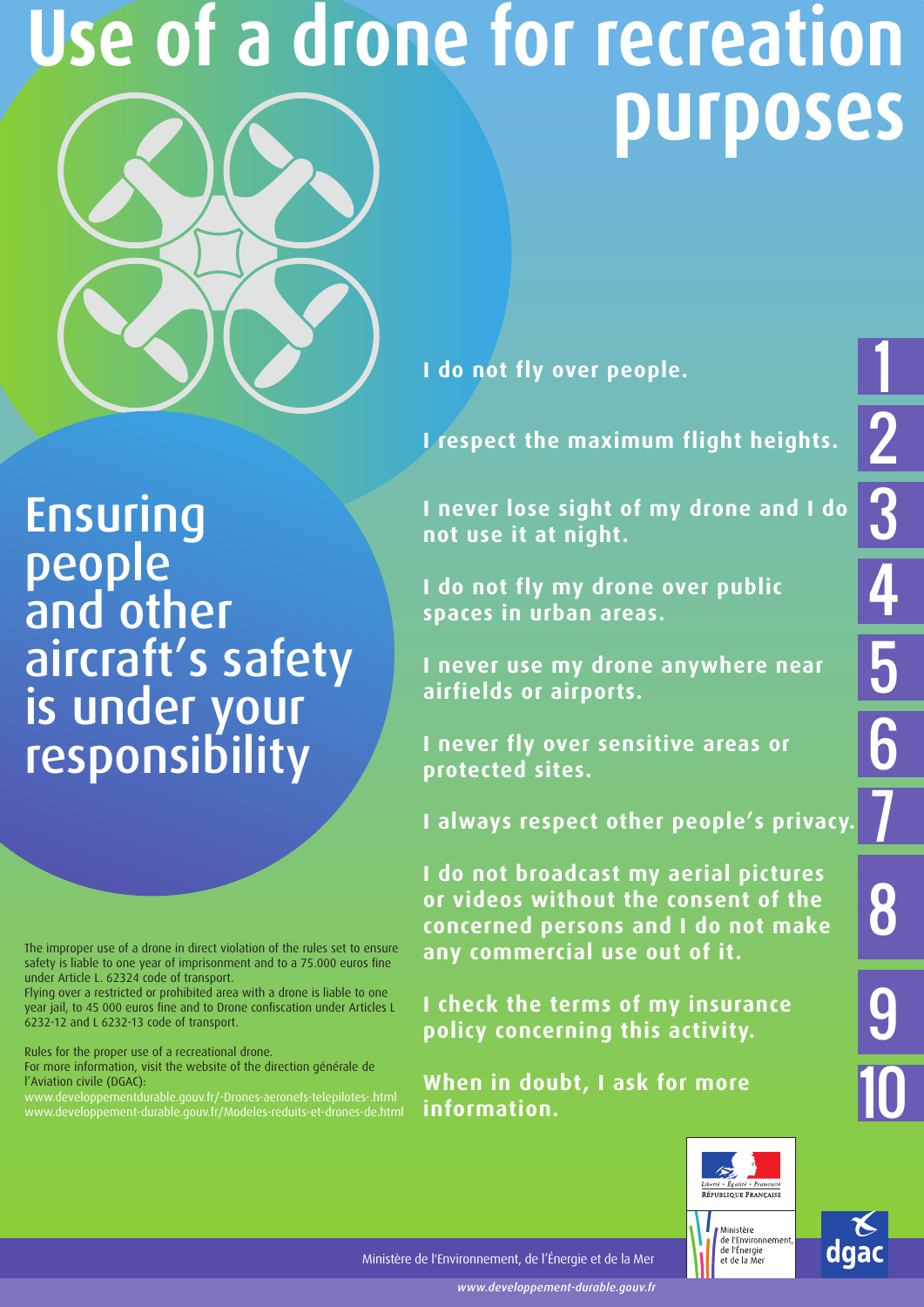# Use of a drone for recreation purposes

## Ensuring people and other aircraft's safety is under your responsibility

1. **I do not fly over people.**
2. **I respect the maximum flight heights.**
3. **I never lose sight of my drone and I do not use it at night.**
4. **I do not fly my drone over public spaces in urban areas.**
5. **I never use my drone anywhere near airfields or airports.**
6. **I never fly over sensitive areas or protected sites.**
7. **I always respect other people's privacy.**
8. **I do not broadcast my aerial pictures or videos without the consent of the concerned persons and I do not make any commercial use out of it.**
9. **I check the terms of my insurance policy concerning this activity.**
10. **When in doubt, I ask for more information.**

The improper use of a drone in direct violation of the rules set to ensure safety is liable to one year of imprisonment and to a 75.000 euros fine under Article L. 62324 code of transport.
Flying over a restricted or prohibited area with a drone is liable to one year jail, to 45 000 euros fine and to Drone confiscation under Articles L 6232-12 and L 6232-13 code of transport.

Rules for the proper use of a recreational drone.
For more information, visit the website of the direction générale de l'Aviation civile (DGAC):
www.developpementdurable.gouv.fr/-Drones-aeronefs-telepilotes-.html
www.developpement-durable.gouv.fr/Modeles-reduits-et-drones-de.html

Liberté • Égalité • Fraternité
RÉPUBLIQUE FRANÇAISE

Ministère de l'Environnement, de l'Énergie et de la Mer

dgac

Ministère de l'Environnement, de l'Énergie et de la Mer

www.developpement-durable.gouv.fr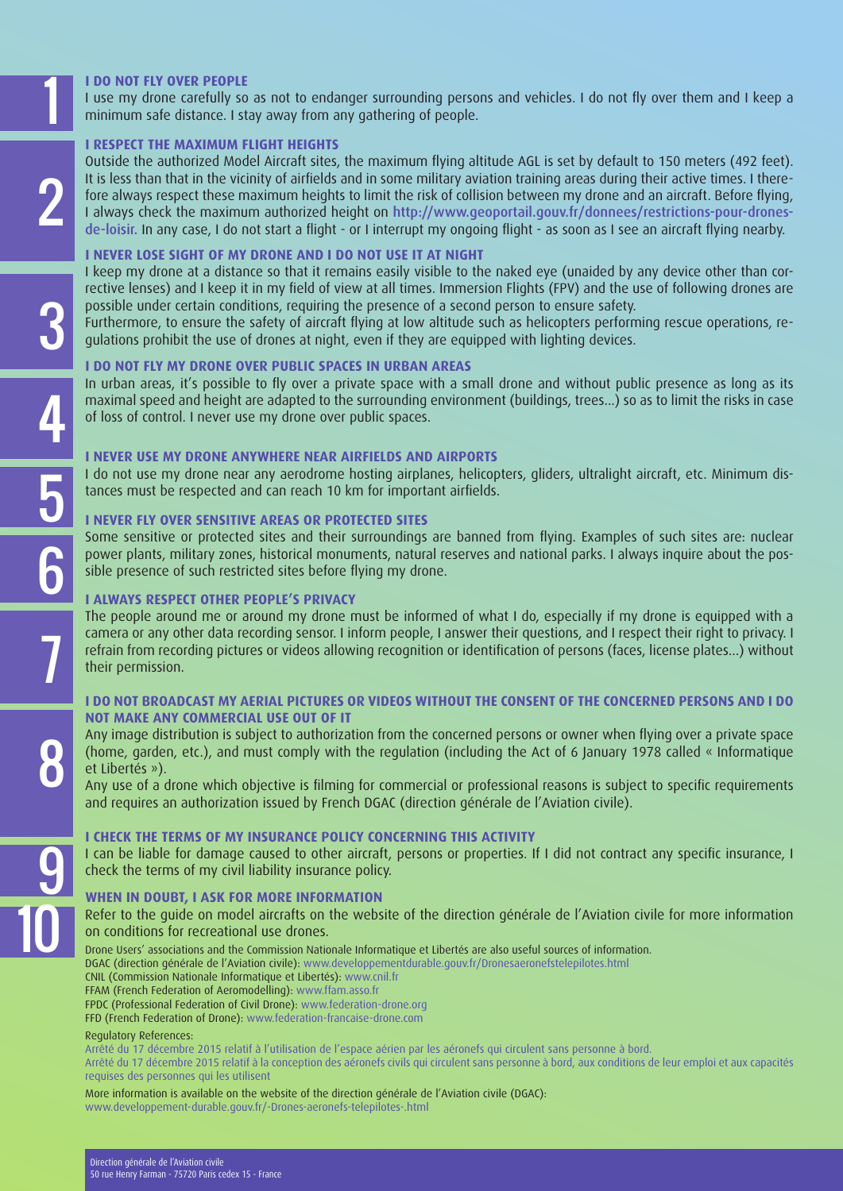## 1 I DO NOT FLY OVER PEOPLE

I use my drone carefully so as not to endanger surrounding persons and vehicles. I do not fly over them and I keep a minimum safe distance. I stay away from any gathering of people.

## 2 I RESPECT THE MAXIMUM FLIGHT HEIGHTS

Outside the authorized Model Aircraft sites, the maximum flying altitude AGL is set by default to 150 meters (492 feet). It is less than that in the vicinity of airfields and in some military aviation training areas during their active times. I therefore always respect these maximum heights to limit the risk of collision between my drone and an aircraft. Before flying, I always check the maximum authorized height on http://www.geoportail.gouv.fr/donnees/restrictions-pour-drones-de-loisir. In any case, I do not start a flight - or I interrupt my ongoing flight - as soon as I see an aircraft flying nearby.

## 3 I NEVER LOSE SIGHT OF MY DRONE AND I DO NOT USE IT AT NIGHT

I keep my drone at a distance so that it remains easily visible to the naked eye (unaided by any device other than corrective lenses) and I keep it in my field of view at all times. Immersion Flights (FPV) and the use of following drones are possible under certain conditions, requiring the presence of a second person to ensure safety.

Furthermore, to ensure the safety of aircraft flying at low altitude such as helicopters performing rescue operations, regulations prohibit the use of drones at night, even if they are equipped with lighting devices.

## 4 I DO NOT FLY MY DRONE OVER PUBLIC SPACES IN URBAN AREAS

In urban areas, it's possible to fly over a private space with a small drone and without public presence as long as its maximal speed and height are adapted to the surrounding environment (buildings, trees...) so as to limit the risks in case of loss of control. I never use my drone over public spaces.

## 5 I NEVER USE MY DRONE ANYWHERE NEAR AIRFIELDS AND AIRPORTS

I do not use my drone near any aerodrome hosting airplanes, helicopters, gliders, ultralight aircraft, etc. Minimum distances must be respected and can reach 10 km for important airfields.

## 6 I NEVER FLY OVER SENSITIVE AREAS OR PROTECTED SITES

Some sensitive or protected sites and their surroundings are banned from flying. Examples of such sites are: nuclear power plants, military zones, historical monuments, natural reserves and national parks. I always inquire about the possible presence of such restricted sites before flying my drone.

## 7 I ALWAYS RESPECT OTHER PEOPLE'S PRIVACY

The people around me or around my drone must be informed of what I do, especially if my drone is equipped with a camera or any other data recording sensor. I inform people, I answer their questions, and I respect their right to privacy. I refrain from recording pictures or videos allowing recognition or identification of persons (faces, license plates...) without their permission.

## 8 I DO NOT BROADCAST MY AERIAL PICTURES OR VIDEOS WITHOUT THE CONSENT OF THE CONCERNED PERSONS AND I DO NOT MAKE ANY COMMERCIAL USE OUT OF IT

Any image distribution is subject to authorization from the concerned persons or owner when flying over a private space (home, garden, etc.), and must comply with the regulation (including the Act of 6 January 1978 called « Informatique et Libertés »).

Any use of a drone which objective is filming for commercial or professional reasons is subject to specific requirements and requires an authorization issued by French DGAC (direction générale de l'Aviation civile).

## 9 I CHECK THE TERMS OF MY INSURANCE POLICY CONCERNING THIS ACTIVITY

I can be liable for damage caused to other aircraft, persons or properties. If I did not contract any specific insurance, I check the terms of my civil liability insurance policy.

## 10 WHEN IN DOUBT, I ASK FOR MORE INFORMATION

Refer to the guide on model aircrafts on the website of the direction générale de l'Aviation civile for more information on conditions for recreational use drones.

Drone Users' associations and the Commission Nationale Informatique et Libertés are also useful sources of information.
DGAC (direction générale de l'Aviation civile): www.developpementdurable.gouv.fr/Dronesaeronefstelepilotes.html
CNIL (Commission Nationale Informatique et Libertés): www.cnil.fr
FFAM (French Federation of Aeromodelling): www.ffam.asso.fr
FPDC (Professional Federation of Civil Drone): www.federation-drone.org
FFD (French Federation of Drone): www.federation-francaise-drone.com

Regulatory References:
Arrêté du 17 décembre 2015 relatif à l'utilisation de l'espace aérien par les aéronefs qui circulent sans personne à bord.
Arrêté du 17 décembre 2015 relatif à la conception des aéronefs civils qui circulent sans personne à bord, aux conditions de leur emploi et aux capacités requises des personnes qui les utilisent

More information is available on the website of the direction générale de l'Aviation civile (DGAC):
www.developpement-durable.gouv.fr/-Drones-aeronefs-telepilotes-.html

Direction générale de l'Aviation civile
50 rue Henry Farman - 75720 Paris cedex 15 - France